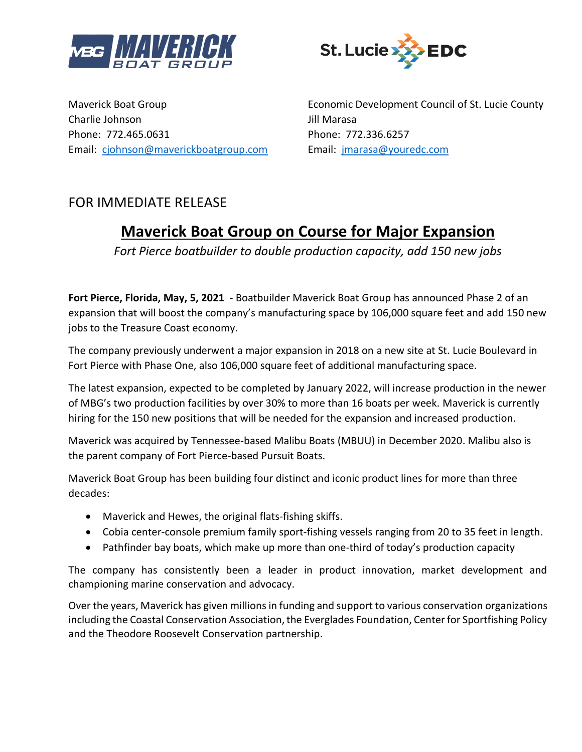Maverick Boat Group
Charlie Johnson
Phone: 772.465.0631
Email: cjohnson@maverickboatgroup.com

Economic Development Council of St. Lucie County
Jill Marasa
Phone: 772.336.6257
Email: jmarasa@youredc.com

FOR IMMEDIATE RELEASE

# Maverick Boat Group on Course for Major Expansion

*Fort Pierce boatbuilder to double production capacity, add 150 new jobs*

**Fort Pierce, Florida, May, 5, 2021** - Boatbuilder Maverick Boat Group has announced Phase 2 of an expansion that will boost the company's manufacturing space by 106,000 square feet and add 150 new jobs to the Treasure Coast economy.

The company previously underwent a major expansion in 2018 on a new site at St. Lucie Boulevard in Fort Pierce with Phase One, also 106,000 square feet of additional manufacturing space.

The latest expansion, expected to be completed by January 2022, will increase production in the newer of MBG's two production facilities by over 30% to more than 16 boats per week. Maverick is currently hiring for the 150 new positions that will be needed for the expansion and increased production.

Maverick was acquired by Tennessee-based Malibu Boats (MBUU) in December 2020. Malibu also is the parent company of Fort Pierce-based Pursuit Boats.

Maverick Boat Group has been building four distinct and iconic product lines for more than three decades:

- Maverick and Hewes, the original flats-fishing skiffs.
- Cobia center-console premium family sport-fishing vessels ranging from 20 to 35 feet in length.
- Pathfinder bay boats, which make up more than one-third of today's production capacity

The company has consistently been a leader in product innovation, market development and championing marine conservation and advocacy.

Over the years, Maverick has given millions in funding and support to various conservation organizations including the Coastal Conservation Association, the Everglades Foundation, Center for Sportfishing Policy and the Theodore Roosevelt Conservation partnership.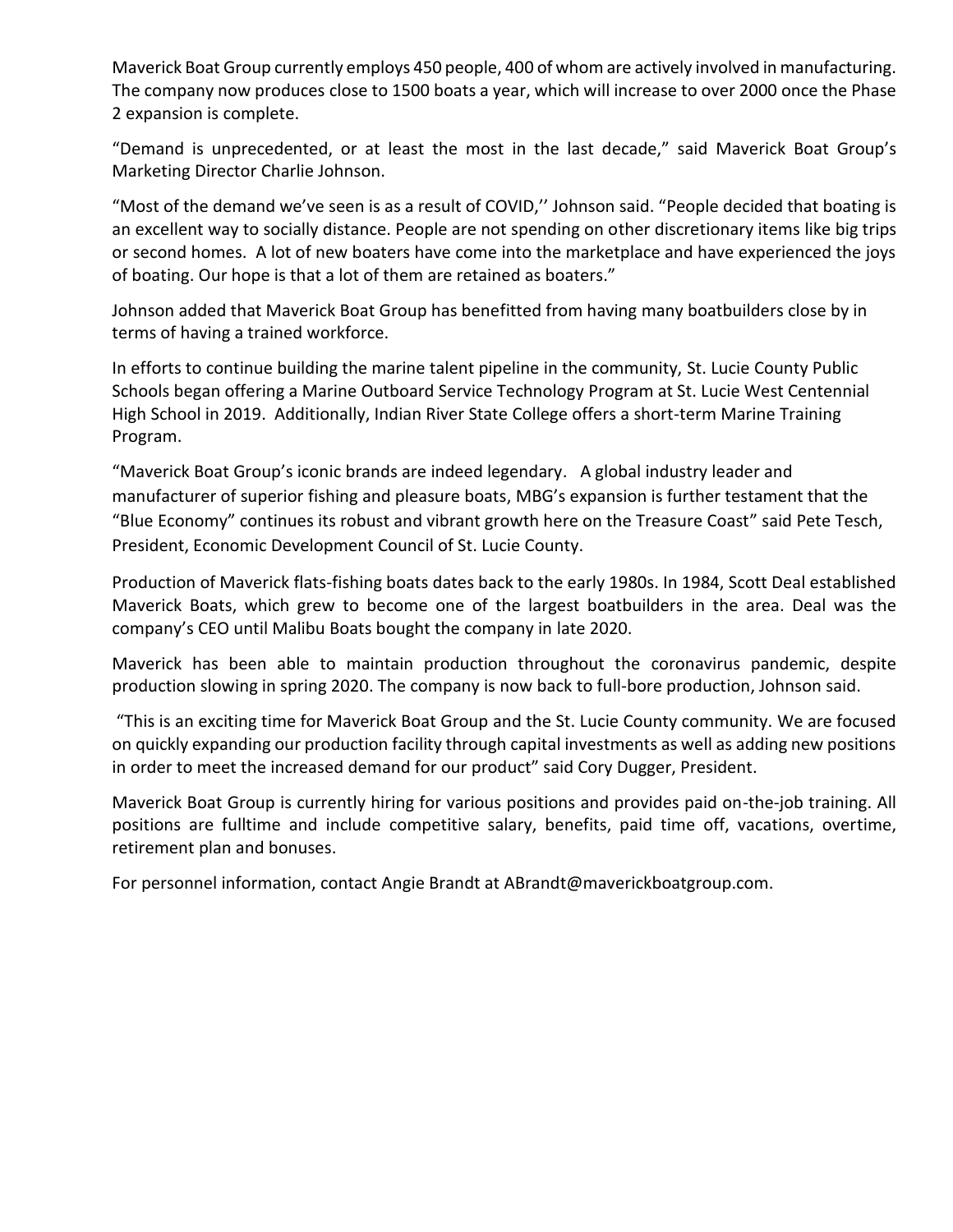Maverick Boat Group currently employs 450 people, 400 of whom are actively involved in manufacturing. The company now produces close to 1500 boats a year, which will increase to over 2000 once the Phase 2 expansion is complete.

"Demand is unprecedented, or at least the most in the last decade," said Maverick Boat Group's Marketing Director Charlie Johnson.

"Most of the demand we've seen is as a result of COVID,'' Johnson said. "People decided that boating is an excellent way to socially distance. People are not spending on other discretionary items like big trips or second homes. A lot of new boaters have come into the marketplace and have experienced the joys of boating. Our hope is that a lot of them are retained as boaters."

Johnson added that Maverick Boat Group has benefitted from having many boatbuilders close by in terms of having a trained workforce.

In efforts to continue building the marine talent pipeline in the community, St. Lucie County Public Schools began offering a Marine Outboard Service Technology Program at St. Lucie West Centennial High School in 2019. Additionally, Indian River State College offers a short-term Marine Training Program.

"Maverick Boat Group's iconic brands are indeed legendary. A global industry leader and manufacturer of superior fishing and pleasure boats, MBG's expansion is further testament that the "Blue Economy" continues its robust and vibrant growth here on the Treasure Coast" said Pete Tesch, President, Economic Development Council of St. Lucie County.

Production of Maverick flats-fishing boats dates back to the early 1980s. In 1984, Scott Deal established Maverick Boats, which grew to become one of the largest boatbuilders in the area. Deal was the company's CEO until Malibu Boats bought the company in late 2020.

Maverick has been able to maintain production throughout the coronavirus pandemic, despite production slowing in spring 2020. The company is now back to full-bore production, Johnson said.

"This is an exciting time for Maverick Boat Group and the St. Lucie County community. We are focused on quickly expanding our production facility through capital investments as well as adding new positions in order to meet the increased demand for our product" said Cory Dugger, President.

Maverick Boat Group is currently hiring for various positions and provides paid on-the-job training. All positions are fulltime and include competitive salary, benefits, paid time off, vacations, overtime, retirement plan and bonuses.

For personnel information, contact Angie Brandt at ABrandt@maverickboatgroup.com.